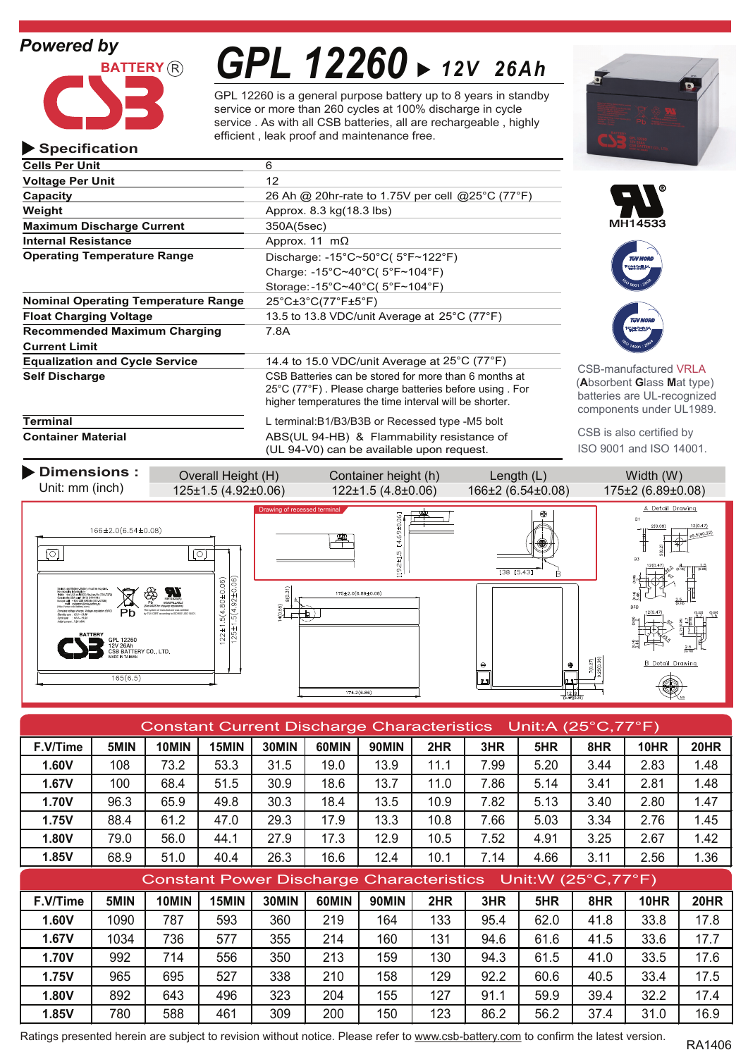Powered by

BATTERY® CSB

# GPL 12260 ▶ 12V 26Ah

GPL 12260 is a general purpose battery up to 8 years in standby service or more than 260 cycles at 100% discharge in cycle service . As with all CSB batteries, all are rechargeable , highly efficient , leak proof and maintenance free.

## ▶ Specification

| | |
|---|---|
| **Cells Per Unit** | 6 |
| **Voltage Per Unit** | 12 |
| **Capacity** | 26 Ah @ 20hr-rate to 1.75V per cell @25°C (77°F) |
| **Weight** | Approx. 8.3 kg(18.3 lbs) |
| **Maximum Discharge Current** | 350A(5sec) |
| **Internal Resistance** | Approx. 11 mΩ |
| **Operating Temperature Range** | Discharge: -15°C~50°C( 5°F~122°F)<br>Charge: -15°C~40°C( 5°F~104°F)<br>Storage:-15°C~40°C( 5°F~104°F) |
| **Nominal Operating Temperature Range** | 25°C±3°C(77°F±5°F) |
| **Float Charging Voltage** | 13.5 to 13.8 VDC/unit Average at 25°C (77°F) |
| **Recommended Maximum Charging Current Limit** | 7.8A |
| **Equalization and Cycle Service** | 14.4 to 15.0 VDC/unit Average at 25°C (77°F) |
| **Self Discharge** | CSB Batteries can be stored for more than 6 months at 25°C (77°F) . Please charge batteries before using . For higher temperatures the time interval will be shorter. |
| **Terminal** | L terminal:B1/B3/B3B or Recessed type -M5 bolt |
| **Container Material** | ABS(UL 94-HB) & Flammability resistance of (UL 94-V0) can be available upon request. |

MH14533

CSB-manufactured VRLA (**A**bsorbent **G**lass **M**at type) batteries are UL-recognized components under UL1989.

CSB is also certified by ISO 9001 and ISO 14001.

## ▶ Dimensions :

Unit: mm (inch)

| Overall Height (H) | Container height (h) | Length (L) | Width (W) |
|---|---|---|---|
| 125±1.5 (4.92±0.06) | 122±1.5 (4.8±0.06) | 166±2 (6.54±0.08) | 175±2 (6.89±0.08) |

## Constant Current Discharge Characteristics Unit:A (25°C,77°F)

| F.V/Time | 5MIN | 10MIN | 15MIN | 30MIN | 60MIN | 90MIN | 2HR | 3HR | 5HR | 8HR | 10HR | 20HR |
|---|---|---|---|---|---|---|---|---|---|---|---|---|
| **1.60V** | 108 | 73.2 | 53.3 | 31.5 | 19.0 | 13.9 | 11.1 | 7.99 | 5.20 | 3.44 | 2.83 | 1.48 |
| **1.67V** | 100 | 68.4 | 51.5 | 30.9 | 18.6 | 13.7 | 11.0 | 7.86 | 5.14 | 3.41 | 2.81 | 1.48 |
| **1.70V** | 96.3 | 65.9 | 49.8 | 30.3 | 18.4 | 13.5 | 10.9 | 7.82 | 5.13 | 3.40 | 2.80 | 1.47 |
| **1.75V** | 88.4 | 61.2 | 47.0 | 29.3 | 17.9 | 13.3 | 10.8 | 7.66 | 5.03 | 3.34 | 2.76 | 1.45 |
| **1.80V** | 79.0 | 56.0 | 44.1 | 27.9 | 17.3 | 12.9 | 10.5 | 7.52 | 4.91 | 3.25 | 2.67 | 1.42 |
| **1.85V** | 68.9 | 51.0 | 40.4 | 26.3 | 16.6 | 12.4 | 10.1 | 7.14 | 4.66 | 3.11 | 2.56 | 1.36 |

## Constant Power Discharge Characteristics Unit:W (25°C,77°F)

| F.V/Time | 5MIN | 10MIN | 15MIN | 30MIN | 60MIN | 90MIN | 2HR | 3HR | 5HR | 8HR | 10HR | 20HR |
|---|---|---|---|---|---|---|---|---|---|---|---|---|
| **1.60V** | 1090 | 787 | 593 | 360 | 219 | 164 | 133 | 95.4 | 62.0 | 41.8 | 33.8 | 17.8 |
| **1.67V** | 1034 | 736 | 577 | 355 | 214 | 160 | 131 | 94.6 | 61.6 | 41.5 | 33.6 | 17.7 |
| **1.70V** | 992 | 714 | 556 | 350 | 213 | 159 | 130 | 94.3 | 61.5 | 41.0 | 33.5 | 17.6 |
| **1.75V** | 965 | 695 | 527 | 338 | 210 | 158 | 129 | 92.2 | 60.6 | 40.5 | 33.4 | 17.5 |
| **1.80V** | 892 | 643 | 496 | 323 | 204 | 155 | 127 | 91.1 | 59.9 | 39.4 | 32.2 | 17.4 |
| **1.85V** | 780 | 588 | 461 | 309 | 200 | 150 | 123 | 86.2 | 56.2 | 37.4 | 31.0 | 16.9 |

Ratings presented herein are subject to revision without notice. Please refer to www.csb-battery.com to confirm the latest version.

RA1406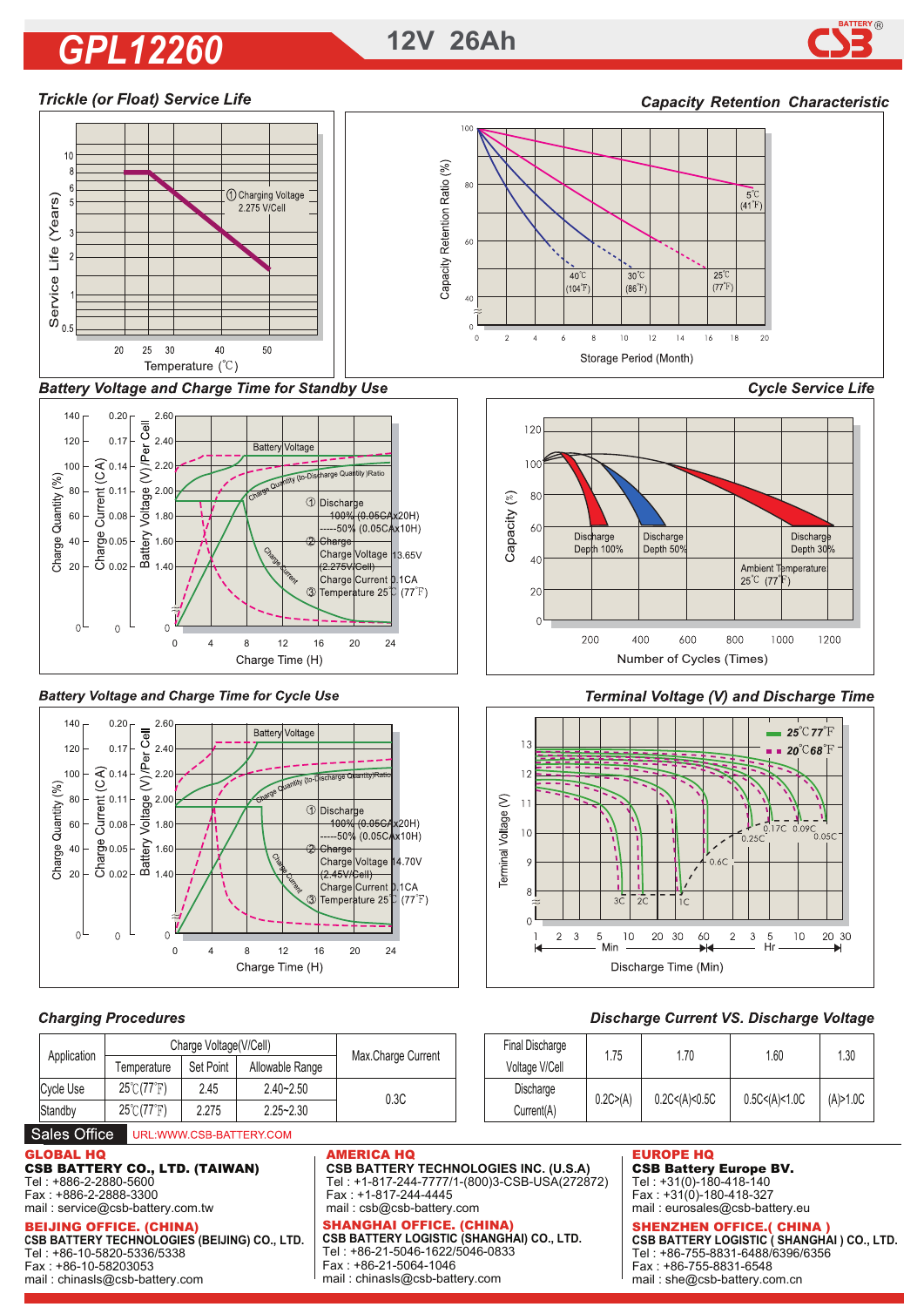# GPL12260

12V 26Ah

## Trickle (or Float) Service Life

Service Life (Years)

10
8
6
5
3
2
1
0.5

① Charging Voltage
2.275 V/Cell

20 25 30 40 50

Temperature (℃)

## Capacity Retention Characteristic

Capacity Retention Ratio (%)

100
80
60
40
0

5℃ (41℉)
40℃ (104℉)
30℃ (86℉)
25℃ (77℉)

0 2 4 6 8 10 12 14 16 18 20

Storage Period (Month)

## Battery Voltage and Charge Time for Standby Use

Charge Quantity (%) 140 120 100 80 60 40 20 0
Charge Current (CA) 0.20 0.17 0.14 0.11 0.08 0.05 0.02 0
Battery Voltage (V)/Per Cell 2.60 2.40 2.20 2.00 1.80 1.60 1.40 0

Battery Voltage

Charge Quantity (to-Discharge Quantity )Ratio

Charge Current

① Discharge
100% (0.05CAx20H)
-----50% (0.05CAx10H)
② Charge
Charge Voltage 13.65V
(2.275V/Cell)
Charge Current 0.1CA
③ Temperature 25℃ (77℉)

0 4 8 12 16 20 24

Charge Time (H)

## Cycle Service Life

Capacity (%)

120
100
80
60
40
20
0

Discharge Depth 100%
Discharge Depth 50%
Discharge Depth 30%
Ambient Temperature 25℃ (77℉)

200 400 600 800 1000 1200

Number of Cycles (Times)

## Battery Voltage and Charge Time for Cycle Use

Charge Quantity (%) 140 120 100 80 60 40 20 0
Charge Current (CA) 0.20 0.17 0.14 0.11 0.08 0.05 0.02 0
Battery Voltage (V)/Per Cell 2.60 2.40 2.20 2.00 1.80 1.60 1.40 0

Battery Voltage

Charge Quantity (to-Discharge Quantity)Ratio

Charge Current

① Discharge
100% (0.05CAx20H)
-----50% (0.05CAx10H)
② Charge
Charge Voltage 14.70V
(2.45V/Cell)
Charge Current 0.1CA
③ Temperature 25℃ (77℉)

0 4 8 12 16 20 24

Charge Time (H)

## Terminal Voltage (V) and Discharge Time

Terminal Voltage (V)

13
12
11
10
9
8
0

25℃ 77℉
20℃ 68℉

3C 2C 1C 0.6C 0.25C 0.17C 0.09C 0.05C

1 2 3 5 10 20 30 60 2 3 5 10 20 30

Min Hr

Discharge Time (Min)

## Charging Procedures

| Application | Charge Voltage(V/Cell) | | | Max.Charge Current |
|---|---|---|---|---|
| | Temperature | Set Point | Allowable Range | |
| Cycle Use | 25℃(77℉) | 2.45 | 2.40~2.50 | 0.3C |
| Standby | 25℃(77℉) | 2.275 | 2.25~2.30 | |

## Discharge Current VS. Discharge Voltage

| Final Discharge Voltage V/Cell | 1.75 | 1.70 | 1.60 | 1.30 |
|---|---|---|---|---|
| Discharge Current(A) | 0.2C>(A) | 0.2C<(A)<0.5C | 0.5C<(A)<1.0C | (A)>1.0C |

Sales Office URL:WWW.CSB-BATTERY.COM

**GLOBAL HQ**
**CSB BATTERY CO., LTD. (TAIWAN)**
Tel : +886-2-2880-5600
Fax : +886-2-2888-3300
mail : service@csb-battery.com.tw

**BEIJING OFFICE. (CHINA)**
**CSB BATTERY TECHNOLOGIES (BEIJING) CO., LTD.**
Tel : +86-10-5820-5336/5338
Fax : +86-10-58203053
mail : chinasls@csb-battery.com

**AMERICA HQ**
**CSB BATTERY TECHNOLOGIES INC. (U.S.A)**
Tel : +1-817-244-7777/1-(800)3-CSB-USA(272872)
Fax : +1-817-244-4445
mail : csb@csb-battery.com

**SHANGHAI OFFICE. (CHINA)**
**CSB BATTERY LOGISTIC (SHANGHAI) CO., LTD.**
Tel : +86-21-5046-1622/5046-0833
Fax : +86-21-5064-1046
mail : chinasls@csb-battery.com

**EUROPE HQ**
**CSB Battery Europe BV.**
Tel : +31(0)-180-418-140
Fax : +31(0)-180-418-327
mail : eurosales@csb-battery.eu

**SHENZHEN OFFICE.( CHINA )**
**CSB BATTERY LOGISTIC ( SHANGHAI ) CO., LTD.**
Tel : +86-755-8831-6488/6396/6356
Fax : +86-755-8831-6548
mail : she@csb-battery.com.cn